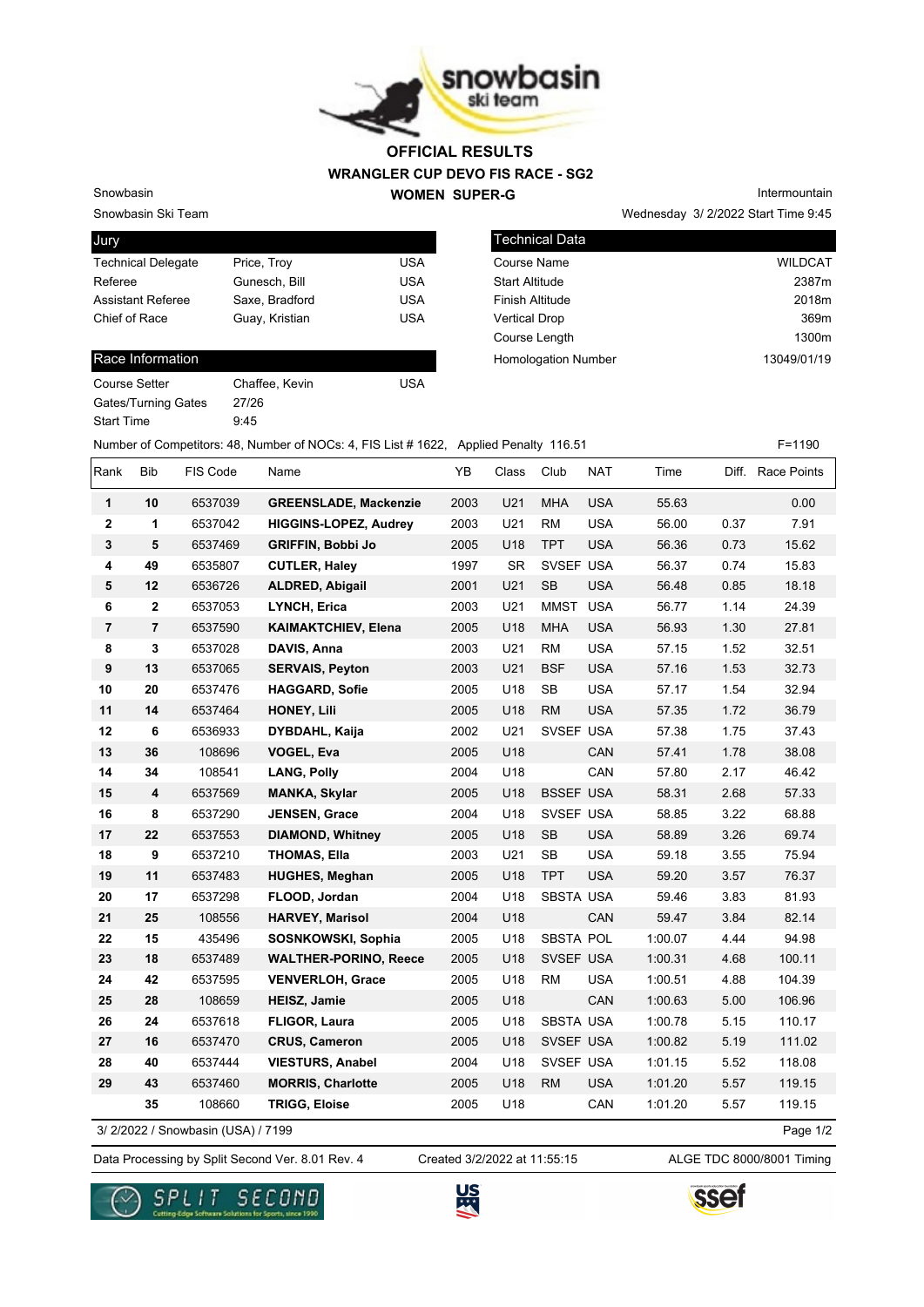# OFFICIAL RESULTS

## WRANGLER CUP DEVO FIS RACE - SG2

## WOMEN SUPER-G

Snowbasin

Snowbasin Ski Team

Intermountain

Wednesday 3/ 2/2022 Start Time 9:45

| Jury | | |
|---|---|---|
| Technical Delegate | Price, Troy | USA |
| Referee | Gunesch, Bill | USA |
| Assistant Referee | Saxe, Bradford | USA |
| Chief of Race | Guay, Kristian | USA |

| Technical Data | |
|---|---|
| Course Name | WILDCAT |
| Start Altitude | 2387m |
| Finish Altitude | 2018m |
| Vertical Drop | 369m |
| Course Length | 1300m |
| Homologation Number | 13049/01/19 |

| Race Information | | |
|---|---|---|
| Course Setter | Chaffee, Kevin | USA |
| Gates/Turning Gates | 27/26 | |
| Start Time | 9:45 | |

Number of Competitors: 48, Number of NOCs: 4, FIS List # 1622, Applied Penalty 116.51 F=1190

| Rank | Bib | FIS Code | Name | YB | Class | Club | NAT | Time | Diff. | Race Points |
|---|---|---|---|---|---|---|---|---|---|---|
| 1 | 10 | 6537039 | **GREENSLADE, Mackenzie** | 2003 | U21 | MHA | USA | 55.63 | | 0.00 |
| 2 | 1 | 6537042 | **HIGGINS-LOPEZ, Audrey** | 2003 | U21 | RM | USA | 56.00 | 0.37 | 7.91 |
| 3 | 5 | 6537469 | **GRIFFIN, Bobbi Jo** | 2005 | U18 | TPT | USA | 56.36 | 0.73 | 15.62 |
| 4 | 49 | 6535807 | **CUTLER, Haley** | 1997 | SR | SVSEF | USA | 56.37 | 0.74 | 15.83 |
| 5 | 12 | 6536726 | **ALDRED, Abigail** | 2001 | U21 | SB | USA | 56.48 | 0.85 | 18.18 |
| 6 | 2 | 6537053 | **LYNCH, Erica** | 2003 | U21 | MMST | USA | 56.77 | 1.14 | 24.39 |
| 7 | 7 | 6537590 | **KAIMAKTCHIEV, Elena** | 2005 | U18 | MHA | USA | 56.93 | 1.30 | 27.81 |
| 8 | 3 | 6537028 | **DAVIS, Anna** | 2003 | U21 | RM | USA | 57.15 | 1.52 | 32.51 |
| 9 | 13 | 6537065 | **SERVAIS, Peyton** | 2003 | U21 | BSF | USA | 57.16 | 1.53 | 32.73 |
| 10 | 20 | 6537476 | **HAGGARD, Sofie** | 2005 | U18 | SB | USA | 57.17 | 1.54 | 32.94 |
| 11 | 14 | 6537464 | **HONEY, Lili** | 2005 | U18 | RM | USA | 57.35 | 1.72 | 36.79 |
| 12 | 6 | 6536933 | **DYBDAHL, Kaija** | 2002 | U21 | SVSEF | USA | 57.38 | 1.75 | 37.43 |
| 13 | 36 | 108696 | **VOGEL, Eva** | 2005 | U18 | | CAN | 57.41 | 1.78 | 38.08 |
| 14 | 34 | 108541 | **LANG, Polly** | 2004 | U18 | | CAN | 57.80 | 2.17 | 46.42 |
| 15 | 4 | 6537569 | **MANKA, Skylar** | 2005 | U18 | BSSEF | USA | 58.31 | 2.68 | 57.33 |
| 16 | 8 | 6537290 | **JENSEN, Grace** | 2004 | U18 | SVSEF | USA | 58.85 | 3.22 | 68.88 |
| 17 | 22 | 6537553 | **DIAMOND, Whitney** | 2005 | U18 | SB | USA | 58.89 | 3.26 | 69.74 |
| 18 | 9 | 6537210 | **THOMAS, Ella** | 2003 | U21 | SB | USA | 59.18 | 3.55 | 75.94 |
| 19 | 11 | 6537483 | **HUGHES, Meghan** | 2005 | U18 | TPT | USA | 59.20 | 3.57 | 76.37 |
| 20 | 17 | 6537298 | **FLOOD, Jordan** | 2004 | U18 | SBSTA | USA | 59.46 | 3.83 | 81.93 |
| 21 | 25 | 108556 | **HARVEY, Marisol** | 2004 | U18 | | CAN | 59.47 | 3.84 | 82.14 |
| 22 | 15 | 435496 | **SOSNKOWSKI, Sophia** | 2005 | U18 | SBSTA | POL | 1:00.07 | 4.44 | 94.98 |
| 23 | 18 | 6537489 | **WALTHER-PORINO, Reece** | 2005 | U18 | SVSEF | USA | 1:00.31 | 4.68 | 100.11 |
| 24 | 42 | 6537595 | **VENVERLOH, Grace** | 2005 | U18 | RM | USA | 1:00.51 | 4.88 | 104.39 |
| 25 | 28 | 108659 | **HEISZ, Jamie** | 2005 | U18 | | CAN | 1:00.63 | 5.00 | 106.96 |
| 26 | 24 | 6537618 | **FLIGOR, Laura** | 2005 | U18 | SBSTA | USA | 1:00.78 | 5.15 | 110.17 |
| 27 | 16 | 6537470 | **CRUS, Cameron** | 2005 | U18 | SVSEF | USA | 1:00.82 | 5.19 | 111.02 |
| 28 | 40 | 6537444 | **VIESTURS, Anabel** | 2004 | U18 | SVSEF | USA | 1:01.15 | 5.52 | 118.08 |
| 29 | 43 | 6537460 | **MORRIS, Charlotte** | 2005 | U18 | RM | USA | 1:01.20 | 5.57 | 119.15 |
| | 35 | 108660 | **TRIGG, Eloise** | 2005 | U18 | | CAN | 1:01.20 | 5.57 | 119.15 |

3/ 2/2022 / Snowbasin (USA) / 7199

Data Processing by Split Second Ver. 8.01 Rev. 4 Created 3/2/2022 at 11:55:15 ALGE TDC 8000/8001 Timing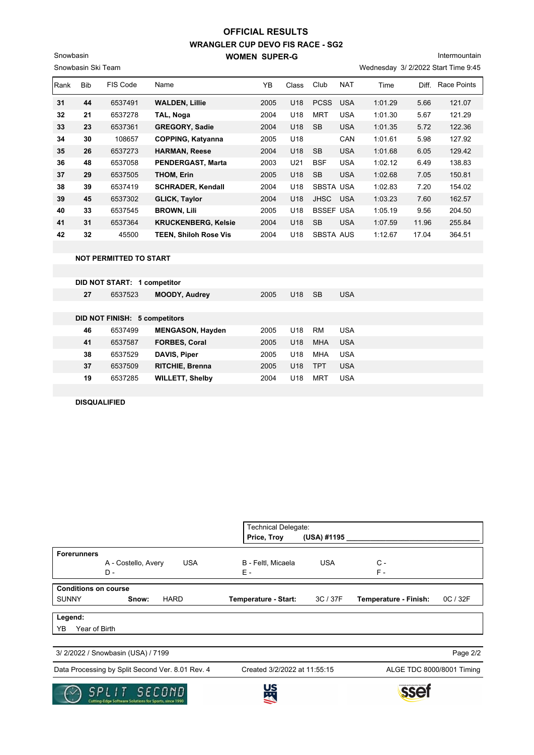# OFFICIAL RESULTS
## WRANGLER CUP DEVO FIS RACE - SG2
### WOMEN SUPER-G

Snowbasin
Snowbasin Ski Team

Intermountain
Wednesday 3/ 2/2022 Start Time 9:45

| Rank | Bib | FIS Code | Name | YB | Class | Club | NAT | Time | Diff. | Race Points |
|---|---|---|---|---|---|---|---|---|---|---|
| **31** | **44** | 6537491 | **WALDEN, Lillie** | 2005 | U18 | PCSS | USA | 1:01.29 | 5.66 | 121.07 |
| **32** | **21** | 6537278 | **TAL, Noga** | 2004 | U18 | MRT | USA | 1:01.30 | 5.67 | 121.29 |
| **33** | **23** | 6537361 | **GREGORY, Sadie** | 2004 | U18 | SB | USA | 1:01.35 | 5.72 | 122.36 |
| **34** | **30** | 108657 | **COPPING, Katyanna** | 2005 | U18 | | CAN | 1:01.61 | 5.98 | 127.92 |
| **35** | **26** | 6537273 | **HARMAN, Reese** | 2004 | U18 | SB | USA | 1:01.68 | 6.05 | 129.42 |
| **36** | **48** | 6537058 | **PENDERGAST, Marta** | 2003 | U21 | BSF | USA | 1:02.12 | 6.49 | 138.83 |
| **37** | **29** | 6537505 | **THOM, Erin** | 2005 | U18 | SB | USA | 1:02.68 | 7.05 | 150.81 |
| **38** | **39** | 6537419 | **SCHRADER, Kendall** | 2004 | U18 | SBSTA | USA | 1:02.83 | 7.20 | 154.02 |
| **39** | **45** | 6537302 | **GLICK, Taylor** | 2004 | U18 | JHSC | USA | 1:03.23 | 7.60 | 162.57 |
| **40** | **33** | 6537545 | **BROWN, Lili** | 2005 | U18 | BSSEF | USA | 1:05.19 | 9.56 | 204.50 |
| **41** | **31** | 6537364 | **KRUCKENBERG, Kelsie** | 2004 | U18 | SB | USA | 1:07.59 | 11.96 | 255.84 |
| **42** | **32** | 45500 | **TEEN, Shiloh Rose Vis** | 2004 | U18 | SBSTA | AUS | 1:12.67 | 17.04 | 364.51 |

**NOT PERMITTED TO START**

**DID NOT START: 1 competitor**

| Bib | FIS Code | Name | YB | Class | Club | NAT |
|---|---|---|---|---|---|---|
| **27** | 6537523 | **MOODY, Audrey** | 2005 | U18 | SB | USA |

**DID NOT FINISH: 5 competitors**

| Bib | FIS Code | Name | YB | Class | Club | NAT |
|---|---|---|---|---|---|---|
| **46** | 6537499 | **MENGASON, Hayden** | 2005 | U18 | RM | USA |
| **41** | 6537587 | **FORBES, Coral** | 2005 | U18 | MHA | USA |
| **38** | 6537529 | **DAVIS, Piper** | 2005 | U18 | MHA | USA |
| **37** | 6537509 | **RITCHIE, Brenna** | 2005 | U18 | TPT | USA |
| **19** | 6537285 | **WILLETT, Shelby** | 2004 | U18 | MRT | USA |

**DISQUALIFIED**

Technical Delegate:
**Price, Troy** **(USA) #1195** ________________________________

**Forerunners**

| | | | | |
|---|---|---|---|---|
| A - Costello, Avery | USA | B - Feltl, Micaela | USA | C - |
| D - | | E - | | F - |

**Conditions on course**

| | | | | | | |
|---|---|---|---|---|---|---|
| SUNNY | **Snow:** | HARD | **Temperature - Start:** | 3C / 37F | **Temperature - Finish:** | 0C / 32F |

**Legend:**
YB Year of Birth

3/ 2/2022 / Snowbasin (USA) / 7199

Data Processing by Split Second Ver. 8.01 Rev. 4 | Created 3/2/2022 at 11:55:15 | ALGE TDC 8000/8001 Timing